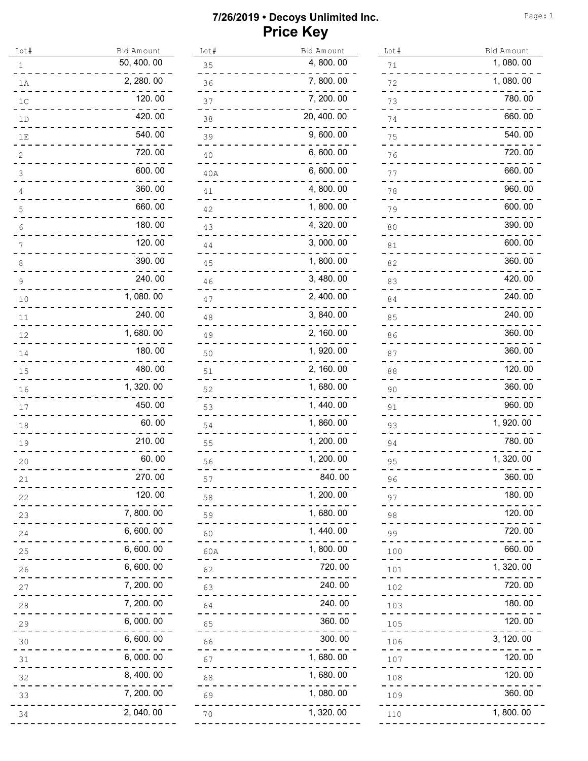# 7/26/2019 • Decoys Unlimited Inc.

## Price Key

| Lot# | Bid Amount |
|---|---|
| 1 | 50,400.00 |
| 1A | 2,280.00 |
| 1C | 120.00 |
| 1D | 420.00 |
| 1E | 540.00 |
| 2 | 720.00 |
| 3 | 600.00 |
| 4 | 360.00 |
| 5 | 660.00 |
| 6 | 180.00 |
| 7 | 120.00 |
| 8 | 390.00 |
| 9 | 240.00 |
| 10 | 1,080.00 |
| 11 | 240.00 |
| 12 | 1,680.00 |
| 14 | 180.00 |
| 15 | 480.00 |
| 16 | 1,320.00 |
| 17 | 450.00 |
| 18 | 60.00 |
| 19 | 210.00 |
| 20 | 60.00 |
| 21 | 270.00 |
| 22 | 120.00 |
| 23 | 7,800.00 |
| 24 | 6,600.00 |
| 25 | 6,600.00 |
| 26 | 6,600.00 |
| 27 | 7,200.00 |
| 28 | 7,200.00 |
| 29 | 6,000.00 |
| 30 | 6,600.00 |
| 31 | 6,000.00 |
| 32 | 8,400.00 |
| 33 | 7,200.00 |
| 34 | 2,040.00 |
| 35 | 4,800.00 |
| 36 | 7,800.00 |
| 37 | 7,200.00 |
| 38 | 20,400.00 |
| 39 | 9,600.00 |
| 40 | 6,600.00 |
| 40A | 6,600.00 |
| 41 | 4,800.00 |
| 42 | 1,800.00 |
| 43 | 4,320.00 |
| 44 | 3,000.00 |
| 45 | 1,800.00 |
| 46 | 3,480.00 |
| 47 | 2,400.00 |
| 48 | 3,840.00 |
| 49 | 2,160.00 |
| 50 | 1,920.00 |
| 51 | 2,160.00 |
| 52 | 1,680.00 |
| 53 | 1,440.00 |
| 54 | 1,860.00 |
| 55 | 1,200.00 |
| 56 | 1,200.00 |
| 57 | 840.00 |
| 58 | 1,200.00 |
| 59 | 1,680.00 |
| 60 | 1,440.00 |
| 60A | 1,800.00 |
| 62 | 720.00 |
| 63 | 240.00 |
| 64 | 240.00 |
| 65 | 360.00 |
| 66 | 300.00 |
| 67 | 1,680.00 |
| 68 | 1,680.00 |
| 69 | 1,080.00 |
| 70 | 1,320.00 |
| 71 | 1,080.00 |
| 72 | 1,080.00 |
| 73 | 780.00 |
| 74 | 660.00 |
| 75 | 540.00 |
| 76 | 720.00 |
| 77 | 660.00 |
| 78 | 960.00 |
| 79 | 600.00 |
| 80 | 390.00 |
| 81 | 600.00 |
| 82 | 360.00 |
| 83 | 420.00 |
| 84 | 240.00 |
| 85 | 240.00 |
| 86 | 360.00 |
| 87 | 360.00 |
| 88 | 120.00 |
| 90 | 360.00 |
| 91 | 960.00 |
| 93 | 1,920.00 |
| 94 | 780.00 |
| 95 | 1,320.00 |
| 96 | 360.00 |
| 97 | 180.00 |
| 98 | 120.00 |
| 99 | 720.00 |
| 100 | 660.00 |
| 101 | 1,320.00 |
| 102 | 720.00 |
| 103 | 180.00 |
| 105 | 120.00 |
| 106 | 3,120.00 |
| 107 | 120.00 |
| 108 | 120.00 |
| 109 | 360.00 |
| 110 | 1,800.00 |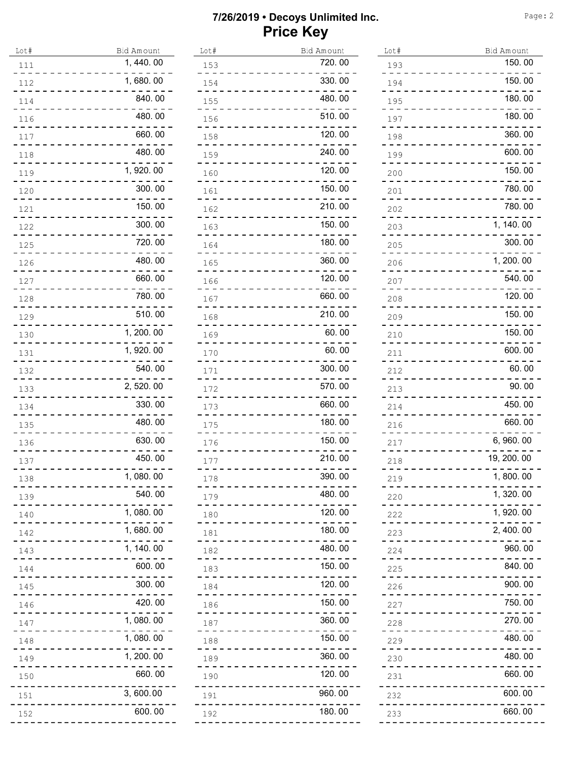# 7/26/2019 • Decoys Unlimited Inc.

## Price Key

| Lot# | Bid Amount |
|---|---|
| 111 | 1,440.00 |
| 112 | 1,680.00 |
| 114 | 840.00 |
| 116 | 480.00 |
| 117 | 660.00 |
| 118 | 480.00 |
| 119 | 1,920.00 |
| 120 | 300.00 |
| 121 | 150.00 |
| 122 | 300.00 |
| 125 | 720.00 |
| 126 | 480.00 |
| 127 | 660.00 |
| 128 | 780.00 |
| 129 | 510.00 |
| 130 | 1,200.00 |
| 131 | 1,920.00 |
| 132 | 540.00 |
| 133 | 2,520.00 |
| 134 | 330.00 |
| 135 | 480.00 |
| 136 | 630.00 |
| 137 | 450.00 |
| 138 | 1,080.00 |
| 139 | 540.00 |
| 140 | 1,080.00 |
| 142 | 1,680.00 |
| 143 | 1,140.00 |
| 144 | 600.00 |
| 145 | 300.00 |
| 146 | 420.00 |
| 147 | 1,080.00 |
| 148 | 1,080.00 |
| 149 | 1,200.00 |
| 150 | 660.00 |
| 151 | 3,600.00 |
| 152 | 600.00 |
| 153 | 720.00 |
| 154 | 330.00 |
| 155 | 480.00 |
| 156 | 510.00 |
| 158 | 120.00 |
| 159 | 240.00 |
| 160 | 120.00 |
| 161 | 150.00 |
| 162 | 210.00 |
| 163 | 150.00 |
| 164 | 180.00 |
| 165 | 360.00 |
| 166 | 120.00 |
| 167 | 660.00 |
| 168 | 210.00 |
| 169 | 60.00 |
| 170 | 60.00 |
| 171 | 300.00 |
| 172 | 570.00 |
| 173 | 660.00 |
| 175 | 180.00 |
| 176 | 150.00 |
| 177 | 210.00 |
| 178 | 390.00 |
| 179 | 480.00 |
| 180 | 120.00 |
| 181 | 180.00 |
| 182 | 480.00 |
| 183 | 150.00 |
| 184 | 120.00 |
| 186 | 150.00 |
| 187 | 360.00 |
| 188 | 150.00 |
| 189 | 360.00 |
| 190 | 120.00 |
| 191 | 960.00 |
| 192 | 180.00 |
| 193 | 150.00 |
| 194 | 150.00 |
| 195 | 180.00 |
| 197 | 180.00 |
| 198 | 360.00 |
| 199 | 600.00 |
| 200 | 150.00 |
| 201 | 780.00 |
| 202 | 780.00 |
| 203 | 1,140.00 |
| 205 | 300.00 |
| 206 | 1,200.00 |
| 207 | 540.00 |
| 208 | 120.00 |
| 209 | 150.00 |
| 210 | 150.00 |
| 211 | 600.00 |
| 212 | 60.00 |
| 213 | 90.00 |
| 214 | 450.00 |
| 216 | 660.00 |
| 217 | 6,960.00 |
| 218 | 19,200.00 |
| 219 | 1,800.00 |
| 220 | 1,320.00 |
| 222 | 1,920.00 |
| 223 | 2,400.00 |
| 224 | 960.00 |
| 225 | 840.00 |
| 226 | 900.00 |
| 227 | 750.00 |
| 228 | 270.00 |
| 229 | 480.00 |
| 230 | 480.00 |
| 231 | 660.00 |
| 232 | 600.00 |
| 233 | 660.00 |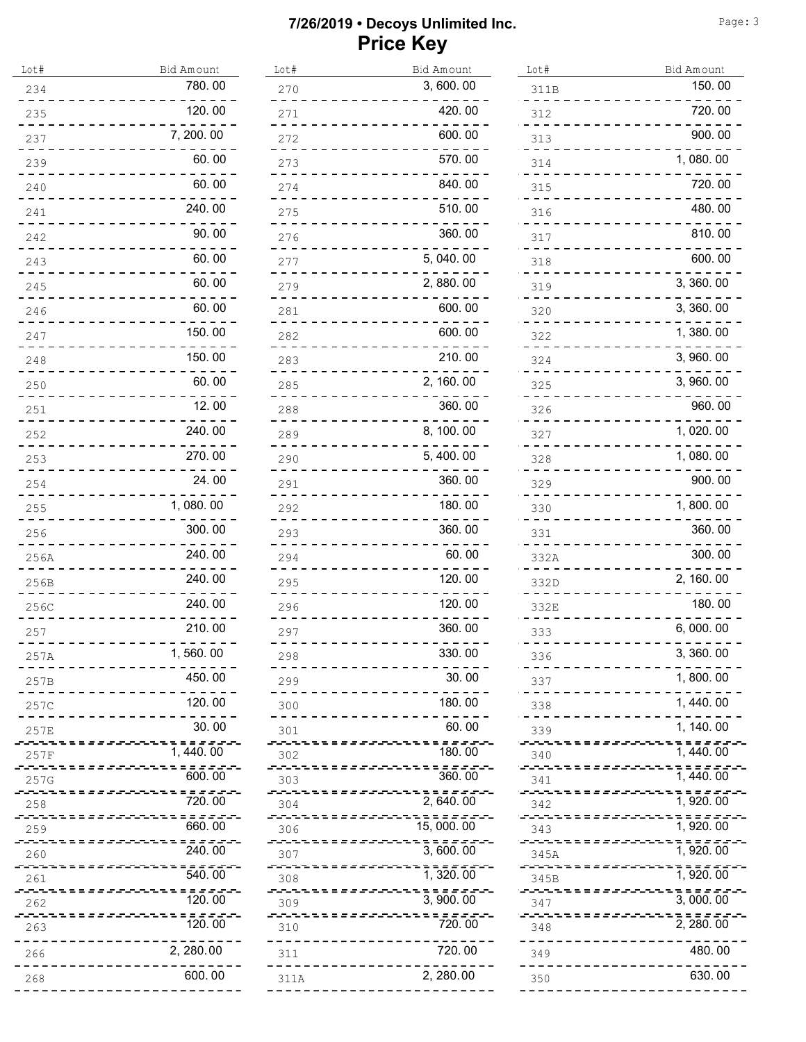# 7/26/2019 • Decoys Unlimited Inc.
## Price Key

| Lot# | Bid Amount |
|---|---|
| 234 | 780.00 |
| 235 | 120.00 |
| 237 | 7,200.00 |
| 239 | 60.00 |
| 240 | 60.00 |
| 241 | 240.00 |
| 242 | 90.00 |
| 243 | 60.00 |
| 245 | 60.00 |
| 246 | 60.00 |
| 247 | 150.00 |
| 248 | 150.00 |
| 250 | 60.00 |
| 251 | 12.00 |
| 252 | 240.00 |
| 253 | 270.00 |
| 254 | 24.00 |
| 255 | 1,080.00 |
| 256 | 300.00 |
| 256A | 240.00 |
| 256B | 240.00 |
| 256C | 240.00 |
| 257 | 210.00 |
| 257A | 1,560.00 |
| 257B | 450.00 |
| 257C | 120.00 |
| 257E | 30.00 |
| 257F | 1,440.00 |
| 257G | 600.00 |
| 258 | 720.00 |
| 259 | 660.00 |
| 260 | 240.00 |
| 261 | 540.00 |
| 262 | 120.00 |
| 263 | 120.00 |
| 266 | 2,280.00 |
| 268 | 600.00 |
| 270 | 3,600.00 |
| 271 | 420.00 |
| 272 | 600.00 |
| 273 | 570.00 |
| 274 | 840.00 |
| 275 | 510.00 |
| 276 | 360.00 |
| 277 | 5,040.00 |
| 279 | 2,880.00 |
| 281 | 600.00 |
| 282 | 600.00 |
| 283 | 210.00 |
| 285 | 2,160.00 |
| 288 | 360.00 |
| 289 | 8,100.00 |
| 290 | 5,400.00 |
| 291 | 360.00 |
| 292 | 180.00 |
| 293 | 360.00 |
| 294 | 60.00 |
| 295 | 120.00 |
| 296 | 120.00 |
| 297 | 360.00 |
| 298 | 330.00 |
| 299 | 30.00 |
| 300 | 180.00 |
| 301 | 60.00 |
| 302 | 180.00 |
| 303 | 360.00 |
| 304 | 2,640.00 |
| 306 | 15,000.00 |
| 307 | 3,600.00 |
| 308 | 1,320.00 |
| 309 | 3,900.00 |
| 310 | 720.00 |
| 311 | 720.00 |
| 311A | 2,280.00 |
| 311B | 150.00 |
| 312 | 720.00 |
| 313 | 900.00 |
| 314 | 1,080.00 |
| 315 | 720.00 |
| 316 | 480.00 |
| 317 | 810.00 |
| 318 | 600.00 |
| 319 | 3,360.00 |
| 320 | 3,360.00 |
| 322 | 1,380.00 |
| 324 | 3,960.00 |
| 325 | 3,960.00 |
| 326 | 960.00 |
| 327 | 1,020.00 |
| 328 | 1,080.00 |
| 329 | 900.00 |
| 330 | 1,800.00 |
| 331 | 360.00 |
| 332A | 300.00 |
| 332D | 2,160.00 |
| 332E | 180.00 |
| 333 | 6,000.00 |
| 336 | 3,360.00 |
| 337 | 1,800.00 |
| 338 | 1,440.00 |
| 339 | 1,140.00 |
| 340 | 1,440.00 |
| 341 | 1,440.00 |
| 342 | 1,920.00 |
| 343 | 1,920.00 |
| 345A | 1,920.00 |
| 345B | 1,920.00 |
| 347 | 3,000.00 |
| 348 | 2,280.00 |
| 349 | 480.00 |
| 350 | 630.00 |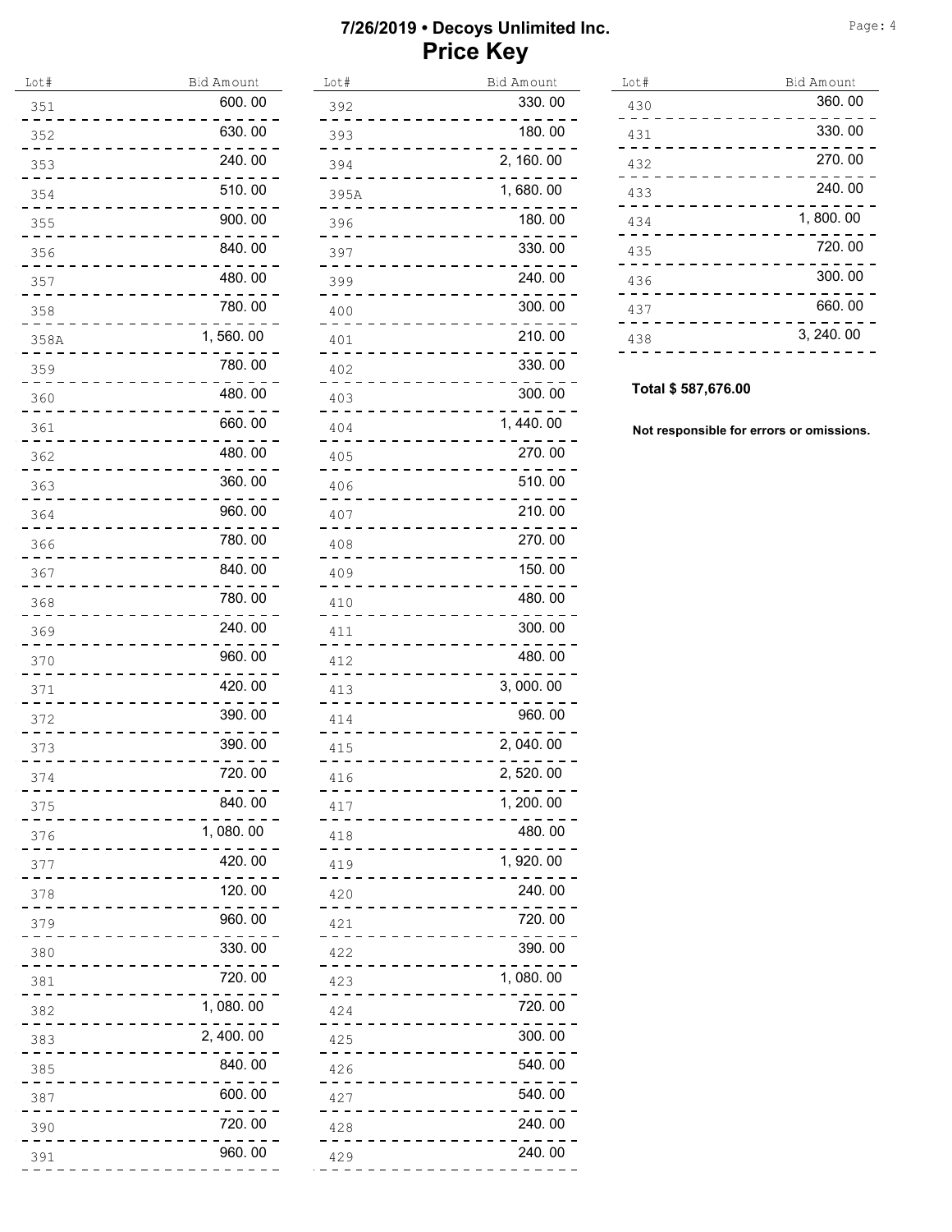# 7/26/2019 • Decoys Unlimited Inc.
## Price Key

| Lot# | Bid Amount |
|---|---|
| 351 | 600.00 |
| 352 | 630.00 |
| 353 | 240.00 |
| 354 | 510.00 |
| 355 | 900.00 |
| 356 | 840.00 |
| 357 | 480.00 |
| 358 | 780.00 |
| 358A | 1,560.00 |
| 359 | 780.00 |
| 360 | 480.00 |
| 361 | 660.00 |
| 362 | 480.00 |
| 363 | 360.00 |
| 364 | 960.00 |
| 366 | 780.00 |
| 367 | 840.00 |
| 368 | 780.00 |
| 369 | 240.00 |
| 370 | 960.00 |
| 371 | 420.00 |
| 372 | 390.00 |
| 373 | 390.00 |
| 374 | 720.00 |
| 375 | 840.00 |
| 376 | 1,080.00 |
| 377 | 420.00 |
| 378 | 120.00 |
| 379 | 960.00 |
| 380 | 330.00 |
| 381 | 720.00 |
| 382 | 1,080.00 |
| 383 | 2,400.00 |
| 385 | 840.00 |
| 387 | 600.00 |
| 390 | 720.00 |
| 391 | 960.00 |
| 392 | 330.00 |
| 393 | 180.00 |
| 394 | 2,160.00 |
| 395A | 1,680.00 |
| 396 | 180.00 |
| 397 | 330.00 |
| 399 | 240.00 |
| 400 | 300.00 |
| 401 | 210.00 |
| 402 | 330.00 |
| 403 | 300.00 |
| 404 | 1,440.00 |
| 405 | 270.00 |
| 406 | 510.00 |
| 407 | 210.00 |
| 408 | 270.00 |
| 409 | 150.00 |
| 410 | 480.00 |
| 411 | 300.00 |
| 412 | 480.00 |
| 413 | 3,000.00 |
| 414 | 960.00 |
| 415 | 2,040.00 |
| 416 | 2,520.00 |
| 417 | 1,200.00 |
| 418 | 480.00 |
| 419 | 1,920.00 |
| 420 | 240.00 |
| 421 | 720.00 |
| 422 | 390.00 |
| 423 | 1,080.00 |
| 424 | 720.00 |
| 425 | 300.00 |
| 426 | 540.00 |
| 427 | 540.00 |
| 428 | 240.00 |
| 429 | 240.00 |
| 430 | 360.00 |
| 431 | 330.00 |
| 432 | 270.00 |
| 433 | 240.00 |
| 434 | 1,800.00 |
| 435 | 720.00 |
| 436 | 300.00 |
| 437 | 660.00 |
| 438 | 3,240.00 |

**Total $ 587,676.00**

**Not responsible for errors or omissions.**